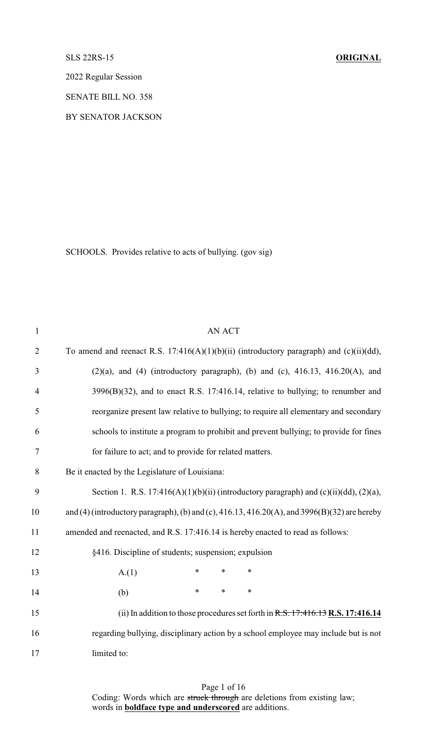SLS 22RS-15 **ORIGINAL**

2022 Regular Session

SENATE BILL NO. 358

BY SENATOR JACKSON

SCHOOLS. Provides relative to acts of bullying. (gov sig)

AN ACT

To amend and reenact R.S. 17:416(A)(1)(b)(ii) (introductory paragraph) and (c)(ii)(dd), (2)(a), and (4) (introductory paragraph), (b) and (c), 416.13, 416.20(A), and 3996(B)(32), and to enact R.S. 17:416.14, relative to bullying; to renumber and reorganize present law relative to bullying; to require all elementary and secondary schools to institute a program to prohibit and prevent bullying; to provide for fines for failure to act; and to provide for related matters.

Be it enacted by the Legislature of Louisiana:

Section 1. R.S. 17:416(A)(1)(b)(ii) (introductory paragraph) and (c)(ii)(dd), (2)(a), and (4) (introductory paragraph), (b) and (c), 416.13, 416.20(A), and 3996(B)(32) are hereby amended and reenacted, and R.S. 17:416.14 is hereby enacted to read as follows:

§416. Discipline of students; suspension; expulsion

A.(1) * * *

(b) * * *

(ii) In addition to those procedures set forth in ~~R.S. 17:416.13~~ **R.S. 17:416.14** regarding bullying, disciplinary action by a school employee may include but is not limited to:

Coding: Words which are ~~struck through~~ are deletions from existing law; words in **boldface type and underscored** are additions.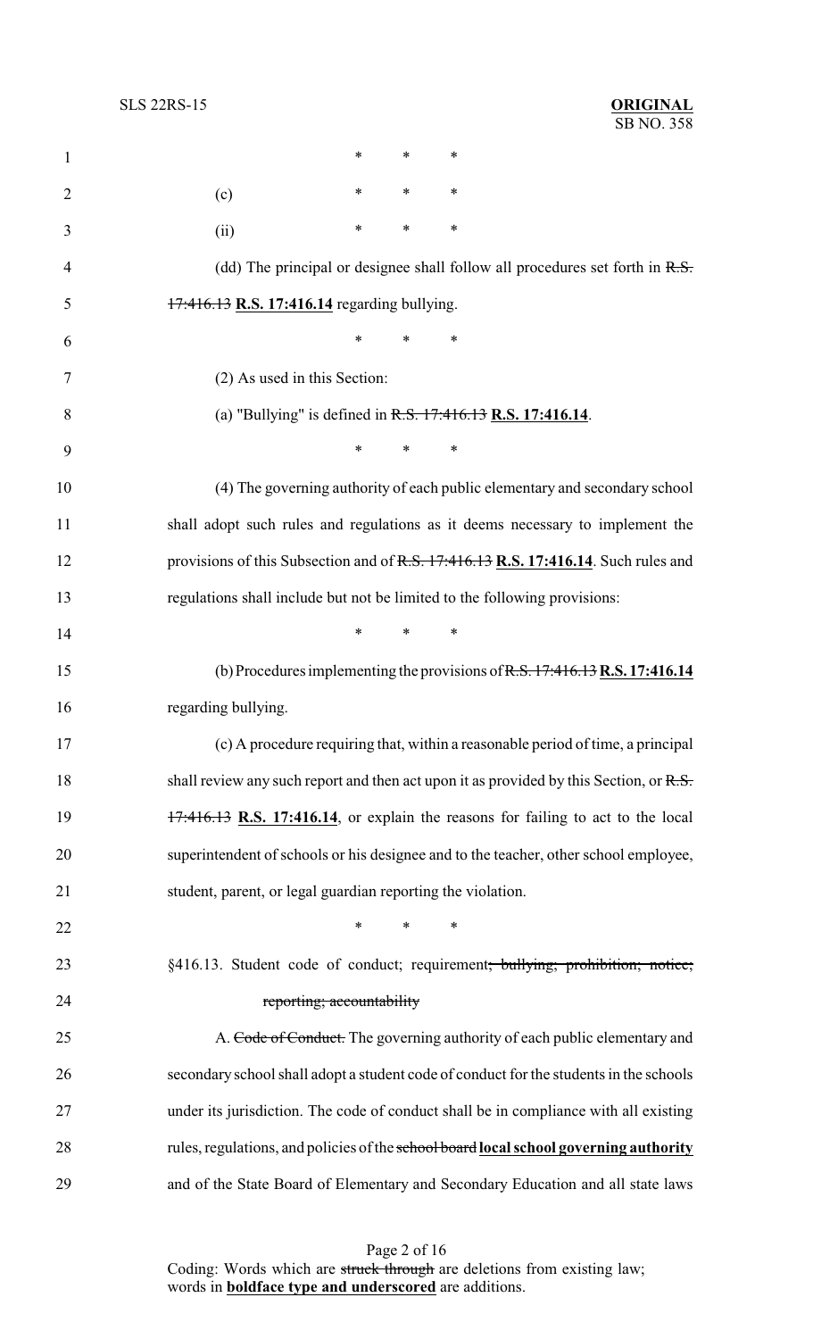\* \* \*

(c) \* \* \*

(ii) \* \* \*

(dd) The principal or designee shall follow all procedures set forth in ~~R.S. 17:416.13~~ **R.S. 17:416.14** regarding bullying.

\* \* \*

(2) As used in this Section:

(a) "Bullying" is defined in ~~R.S. 17:416.13~~ **R.S. 17:416.14**.

\* \* \*

(4) The governing authority of each public elementary and secondary school shall adopt such rules and regulations as it deems necessary to implement the provisions of this Subsection and of ~~R.S. 17:416.13~~ **R.S. 17:416.14**. Such rules and regulations shall include but not be limited to the following provisions:

\* \* \*

(b) Procedures implementing the provisions of ~~R.S. 17:416.13~~ **R.S. 17:416.14** regarding bullying.

(c) A procedure requiring that, within a reasonable period of time, a principal shall review any such report and then act upon it as provided by this Section, or ~~R.S. 17:416.13~~ **R.S. 17:416.14**, or explain the reasons for failing to act to the local superintendent of schools or his designee and to the teacher, other school employee, student, parent, or legal guardian reporting the violation.

\* \* \*

§416.13. Student code of conduct; requirement~~; bullying; prohibition; notice; reporting; accountability~~

A. ~~Code of Conduct.~~ The governing authority of each public elementary and secondary school shall adopt a student code of conduct for the students in the schools under its jurisdiction. The code of conduct shall be in compliance with all existing rules, regulations, and policies of the ~~school board~~ **local school governing authority** and of the State Board of Elementary and Secondary Education and all state laws

Coding: Words which are ~~struck through~~ are deletions from existing law; words in **boldface type and underscored** are additions.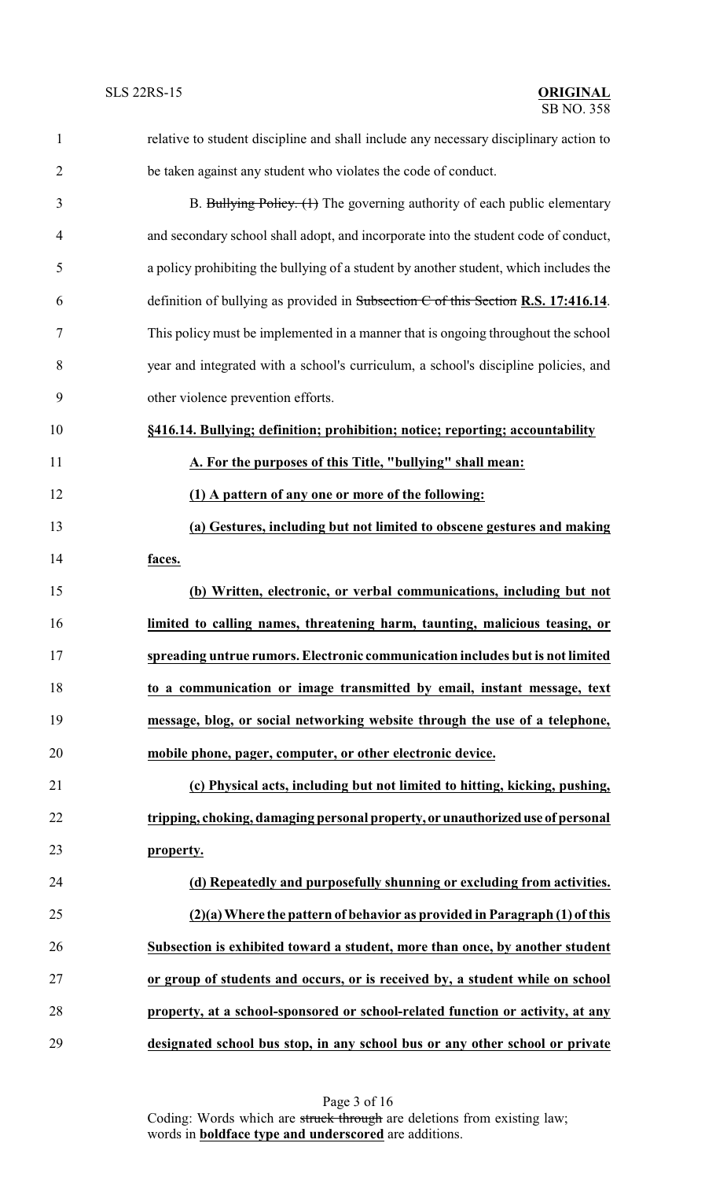relative to student discipline and shall include any necessary disciplinary action to be taken against any student who violates the code of conduct.

B. ~~Bullying Policy. (1)~~ The governing authority of each public elementary and secondary school shall adopt, and incorporate into the student code of conduct, a policy prohibiting the bullying of a student by another student, which includes the definition of bullying as provided in ~~Subsection C of this Section~~ **R.S. 17:416.14**. This policy must be implemented in a manner that is ongoing throughout the school year and integrated with a school's curriculum, a school's discipline policies, and other violence prevention efforts.

**§416.14. Bullying; definition; prohibition; notice; reporting; accountability**

**A. For the purposes of this Title, "bullying" shall mean:**

**(1) A pattern of any one or more of the following:**

**(a) Gestures, including but not limited to obscene gestures and making faces.**

**(b) Written, electronic, or verbal communications, including but not limited to calling names, threatening harm, taunting, malicious teasing, or spreading untrue rumors. Electronic communication includes but is not limited to a communication or image transmitted by email, instant message, text message, blog, or social networking website through the use of a telephone, mobile phone, pager, computer, or other electronic device.**

**(c) Physical acts, including but not limited to hitting, kicking, pushing, tripping, choking, damaging personal property, or unauthorized use of personal property.**

**(d) Repeatedly and purposefully shunning or excluding from activities.**

**(2)(a) Where the pattern of behavior as provided in Paragraph (1) of this Subsection is exhibited toward a student, more than once, by another student or group of students and occurs, or is received by, a student while on school property, at a school-sponsored or school-related function or activity, at any designated school bus stop, in any school bus or any other school or private**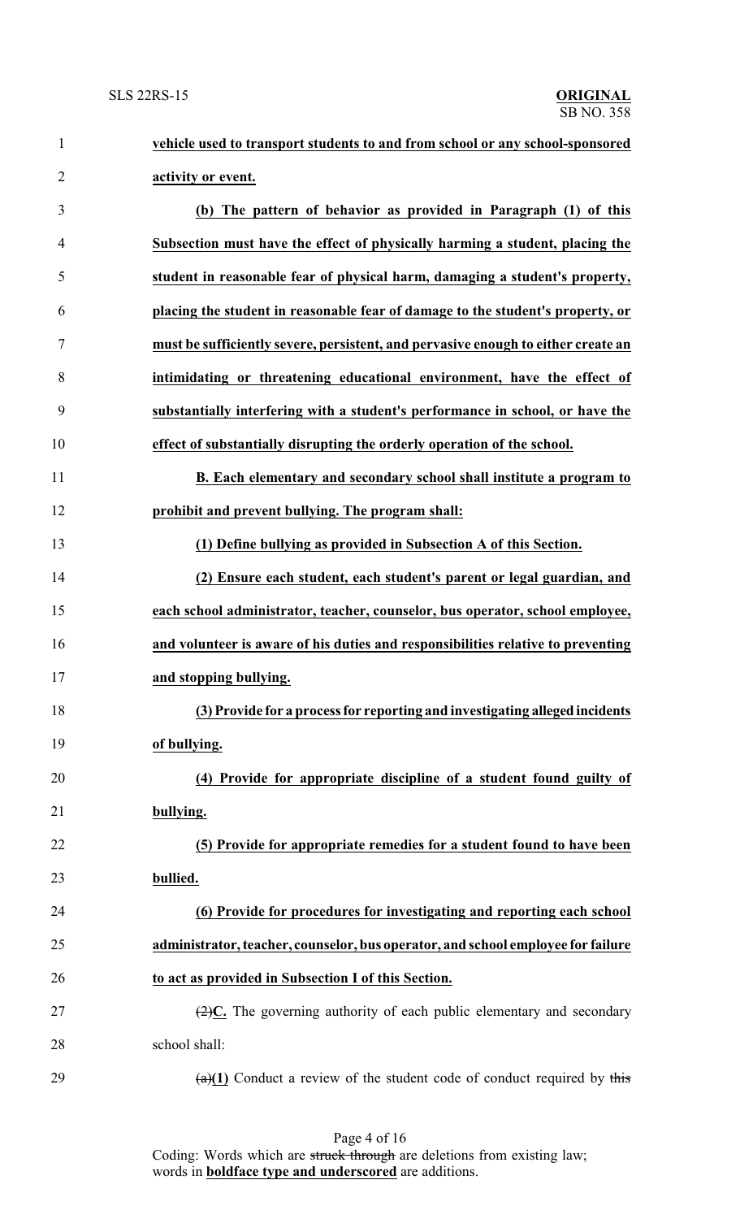**vehicle used to transport students to and from school or any school-sponsored activity or event.**

**(b) The pattern of behavior as provided in Paragraph (1) of this Subsection must have the effect of physically harming a student, placing the student in reasonable fear of physical harm, damaging a student's property, placing the student in reasonable fear of damage to the student's property, or must be sufficiently severe, persistent, and pervasive enough to either create an intimidating or threatening educational environment, have the effect of substantially interfering with a student's performance in school, or have the effect of substantially disrupting the orderly operation of the school.**

**B. Each elementary and secondary school shall institute a program to prohibit and prevent bullying. The program shall:**

**(1) Define bullying as provided in Subsection A of this Section.**

**(2) Ensure each student, each student's parent or legal guardian, and each school administrator, teacher, counselor, bus operator, school employee, and volunteer is aware of his duties and responsibilities relative to preventing and stopping bullying.**

**(3) Provide for a process for reporting and investigating alleged incidents of bullying.**

**(4) Provide for appropriate discipline of a student found guilty of bullying.**

**(5) Provide for appropriate remedies for a student found to have been bullied.**

**(6) Provide for procedures for investigating and reporting each school administrator, teacher, counselor, bus operator, and school employee for failure to act as provided in Subsection I of this Section.**

~~(2)~~**C.** The governing authority of each public elementary and secondary school shall:

~~(a)~~**(1)** Conduct a review of the student code of conduct required by ~~this~~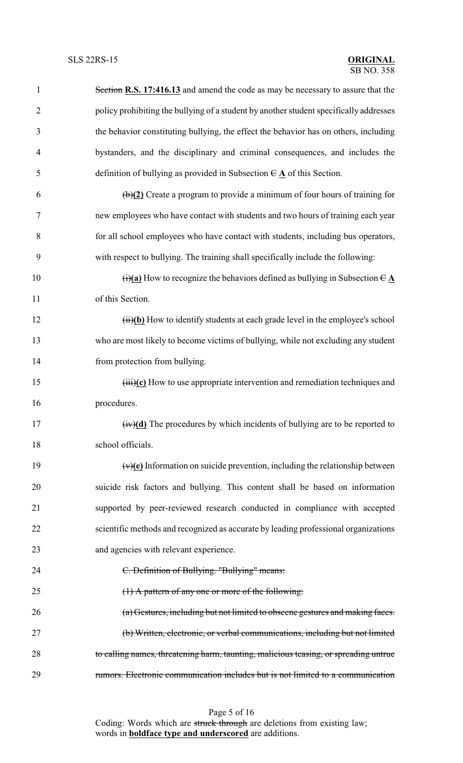~~Section~~ **R.S. 17:416.13** and amend the code as may be necessary to assure that the policy prohibiting the bullying of a student by another student specifically addresses the behavior constituting bullying, the effect the behavior has on others, including bystanders, and the disciplinary and criminal consequences, and includes the definition of bullying as provided in Subsection ~~C~~ **A** of this Section.

~~(b)~~**(2)** Create a program to provide a minimum of four hours of training for new employees who have contact with students and two hours of training each year for all school employees who have contact with students, including bus operators, with respect to bullying. The training shall specifically include the following:

~~(i)~~**(a)** How to recognize the behaviors defined as bullying in Subsection ~~C~~ **A** of this Section.

~~(ii)~~**(b)** How to identify students at each grade level in the employee's school who are most likely to become victims of bullying, while not excluding any student from protection from bullying.

~~(iii)~~**(c)** How to use appropriate intervention and remediation techniques and procedures.

~~(iv)~~**(d)** The procedures by which incidents of bullying are to be reported to school officials.

~~(v)~~**(e)** Information on suicide prevention, including the relationship between suicide risk factors and bullying. This content shall be based on information supported by peer-reviewed research conducted in compliance with accepted scientific methods and recognized as accurate by leading professional organizations and agencies with relevant experience.

~~C. Definition of Bullying. "Bullying" means:~~

~~(1) A pattern of any one or more of the following:~~

~~(a) Gestures, including but not limited to obscene gestures and making faces.~~

~~(b) Written, electronic, or verbal communications, including but not limited to calling names, threatening harm, taunting, malicious teasing, or spreading untrue rumors. Electronic communication includes but is not limited to a communication~~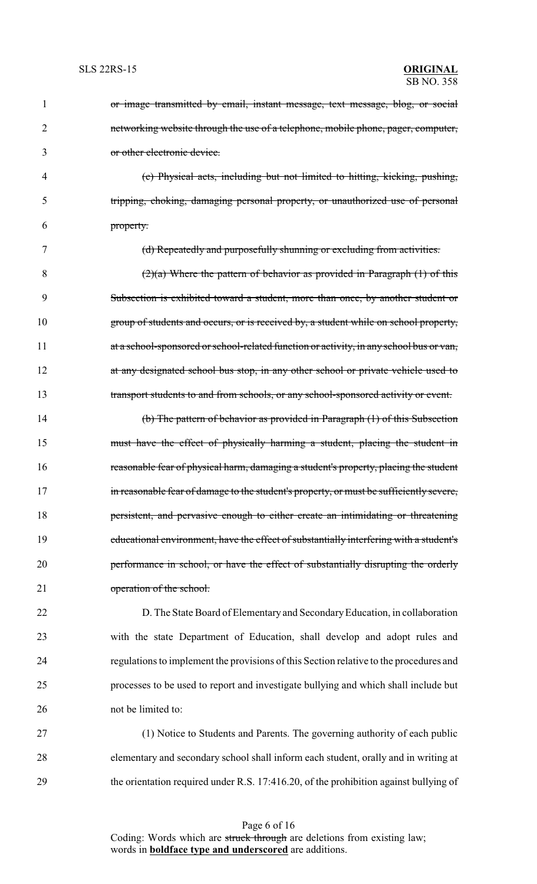~~or image transmitted by email, instant message, text message, blog, or social networking website through the use of a telephone, mobile phone, pager, computer, or other electronic device.~~

~~(c) Physical acts, including but not limited to hitting, kicking, pushing, tripping, choking, damaging personal property, or unauthorized use of personal property.~~

~~(d) Repeatedly and purposefully shunning or excluding from activities.~~

~~(2)(a) Where the pattern of behavior as provided in Paragraph (1) of this Subsection is exhibited toward a student, more than once, by another student or group of students and occurs, or is received by, a student while on school property, at a school-sponsored or school-related function or activity, in any school bus or van, at any designated school bus stop, in any other school or private vehicle used to transport students to and from schools, or any school-sponsored activity or event.~~

~~(b) The pattern of behavior as provided in Paragraph (1) of this Subsection must have the effect of physically harming a student, placing the student in reasonable fear of physical harm, damaging a student's property, placing the student in reasonable fear of damage to the student's property, or must be sufficiently severe, persistent, and pervasive enough to either create an intimidating or threatening educational environment, have the effect of substantially interfering with a student's performance in school, or have the effect of substantially disrupting the orderly operation of the school.~~

D. The State Board of Elementary and Secondary Education, in collaboration with the state Department of Education, shall develop and adopt rules and regulations to implement the provisions of this Section relative to the procedures and processes to be used to report and investigate bullying and which shall include but not be limited to:

(1) Notice to Students and Parents. The governing authority of each public elementary and secondary school shall inform each student, orally and in writing at the orientation required under R.S. 17:416.20, of the prohibition against bullying of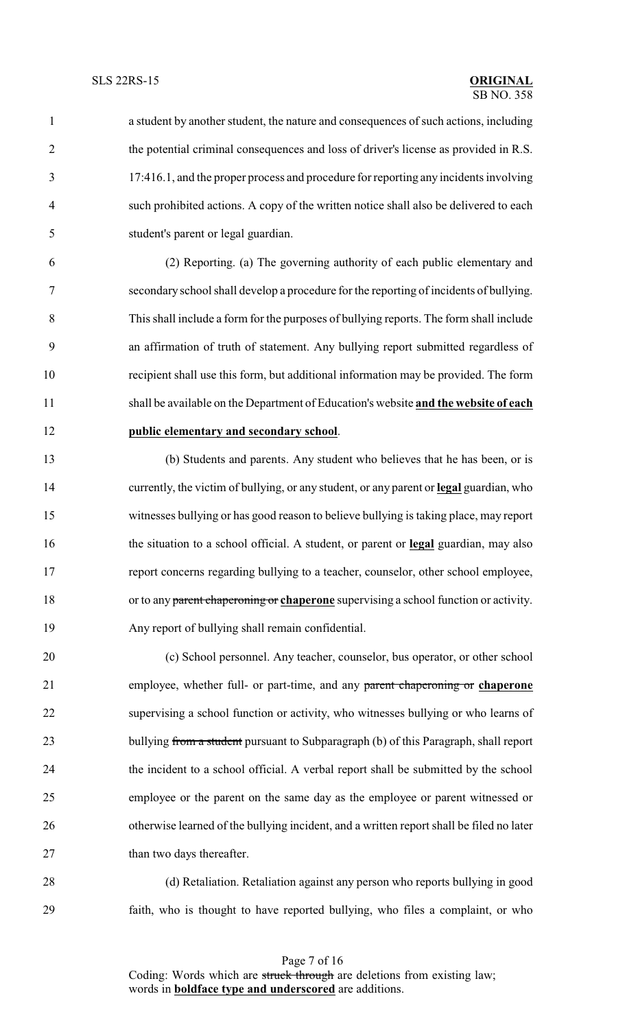a student by another student, the nature and consequences of such actions, including the potential criminal consequences and loss of driver's license as provided in R.S. 17:416.1, and the proper process and procedure for reporting any incidents involving such prohibited actions. A copy of the written notice shall also be delivered to each student's parent or legal guardian.

(2) Reporting. (a) The governing authority of each public elementary and secondary school shall develop a procedure for the reporting of incidents of bullying. This shall include a form for the purposes of bullying reports. The form shall include an affirmation of truth of statement. Any bullying report submitted regardless of recipient shall use this form, but additional information may be provided. The form shall be available on the Department of Education's website **<u>and the website of each public elementary and secondary school</u>**.

(b) Students and parents. Any student who believes that he has been, or is currently, the victim of bullying, or any student, or any parent or **<u>legal</u>** guardian, who witnesses bullying or has good reason to believe bullying is taking place, may report the situation to a school official. A student, or parent or **<u>legal</u>** guardian, may also report concerns regarding bullying to a teacher, counselor, other school employee, or to any ~~parent chaperoning or~~ **<u>chaperone</u>** supervising a school function or activity. Any report of bullying shall remain confidential.

(c) School personnel. Any teacher, counselor, bus operator, or other school employee, whether full- or part-time, and any ~~parent chaperoning or~~ **<u>chaperone</u>** supervising a school function or activity, who witnesses bullying or who learns of bullying ~~from a student~~ pursuant to Subparagraph (b) of this Paragraph, shall report the incident to a school official. A verbal report shall be submitted by the school employee or the parent on the same day as the employee or parent witnessed or otherwise learned of the bullying incident, and a written report shall be filed no later than two days thereafter.

(d) Retaliation. Retaliation against any person who reports bullying in good faith, who is thought to have reported bullying, who files a complaint, or who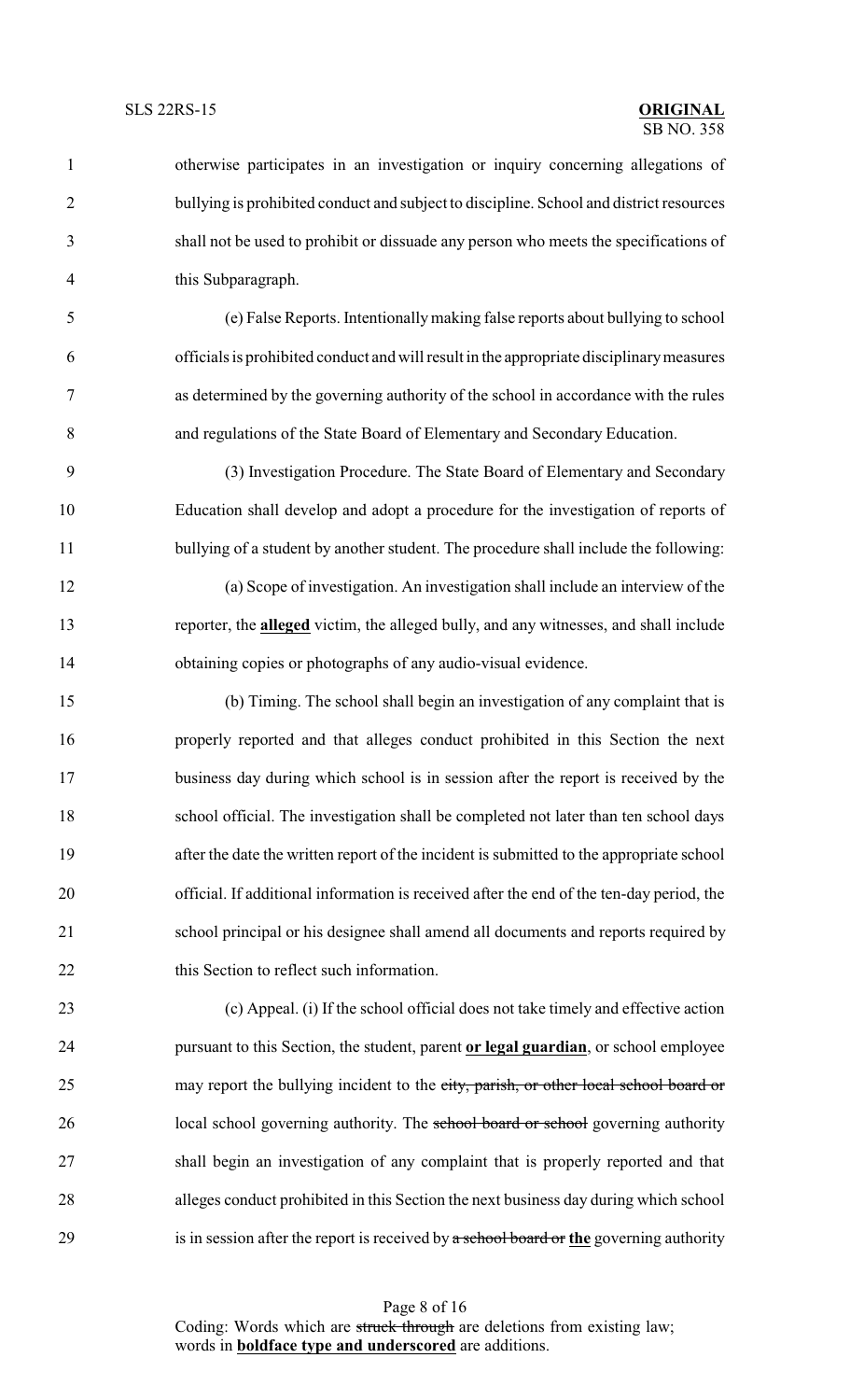otherwise participates in an investigation or inquiry concerning allegations of bullying is prohibited conduct and subject to discipline. School and district resources shall not be used to prohibit or dissuade any person who meets the specifications of this Subparagraph.

(e) False Reports. Intentionally making false reports about bullying to school officials is prohibited conduct and will result in the appropriate disciplinary measures as determined by the governing authority of the school in accordance with the rules and regulations of the State Board of Elementary and Secondary Education.

(3) Investigation Procedure. The State Board of Elementary and Secondary Education shall develop and adopt a procedure for the investigation of reports of bullying of a student by another student. The procedure shall include the following:

(a) Scope of investigation. An investigation shall include an interview of the reporter, the **alleged** victim, the alleged bully, and any witnesses, and shall include obtaining copies or photographs of any audio-visual evidence.

(b) Timing. The school shall begin an investigation of any complaint that is properly reported and that alleges conduct prohibited in this Section the next business day during which school is in session after the report is received by the school official. The investigation shall be completed not later than ten school days after the date the written report of the incident is submitted to the appropriate school official. If additional information is received after the end of the ten-day period, the school principal or his designee shall amend all documents and reports required by this Section to reflect such information.

(c) Appeal. (i) If the school official does not take timely and effective action pursuant to this Section, the student, parent **or legal guardian**, or school employee may report the bullying incident to the ~~city, parish, or other local school board or~~ local school governing authority. The ~~school board or school~~ governing authority shall begin an investigation of any complaint that is properly reported and that alleges conduct prohibited in this Section the next business day during which school is in session after the report is received by ~~a school board or~~ **the** governing authority

Coding: Words which are ~~struck through~~ are deletions from existing law; words in **boldface type and underscored** are additions.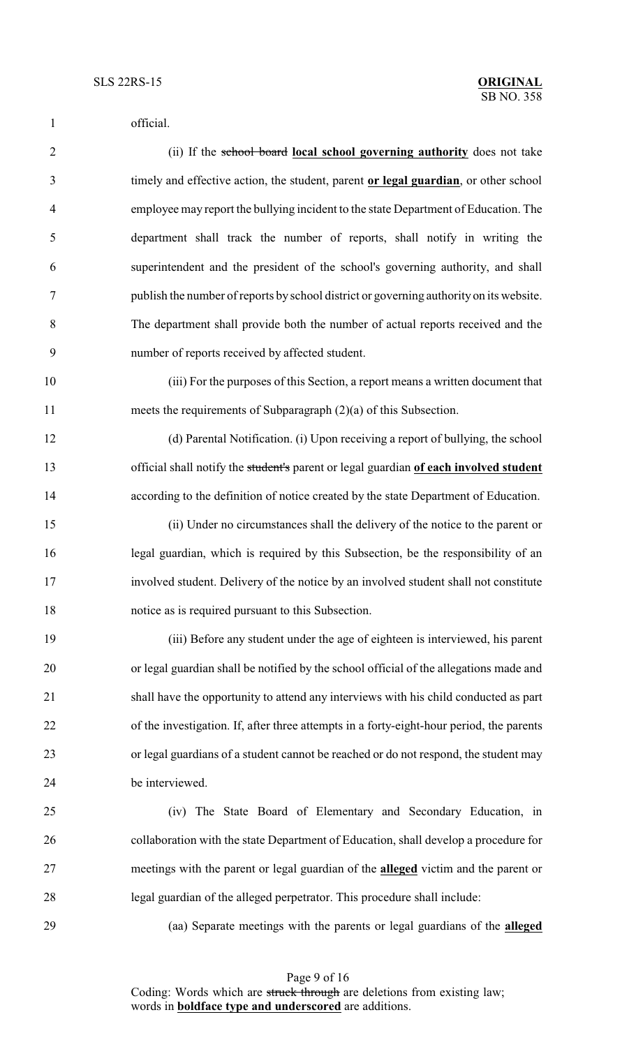official.

(ii) If the ~~school board~~ **local school governing authority** does not take timely and effective action, the student, parent **or legal guardian**, or other school employee may report the bullying incident to the state Department of Education. The department shall track the number of reports, shall notify in writing the superintendent and the president of the school's governing authority, and shall publish the number of reports by school district or governing authority on its website. The department shall provide both the number of actual reports received and the number of reports received by affected student.

(iii) For the purposes of this Section, a report means a written document that meets the requirements of Subparagraph (2)(a) of this Subsection.

(d) Parental Notification. (i) Upon receiving a report of bullying, the school official shall notify the ~~student's~~ parent or legal guardian **of each involved student** according to the definition of notice created by the state Department of Education.

(ii) Under no circumstances shall the delivery of the notice to the parent or legal guardian, which is required by this Subsection, be the responsibility of an involved student. Delivery of the notice by an involved student shall not constitute notice as is required pursuant to this Subsection.

(iii) Before any student under the age of eighteen is interviewed, his parent or legal guardian shall be notified by the school official of the allegations made and shall have the opportunity to attend any interviews with his child conducted as part of the investigation. If, after three attempts in a forty-eight-hour period, the parents or legal guardians of a student cannot be reached or do not respond, the student may be interviewed.

(iv) The State Board of Elementary and Secondary Education, in collaboration with the state Department of Education, shall develop a procedure for meetings with the parent or legal guardian of the **alleged** victim and the parent or legal guardian of the alleged perpetrator. This procedure shall include:

(aa) Separate meetings with the parents or legal guardians of the **alleged**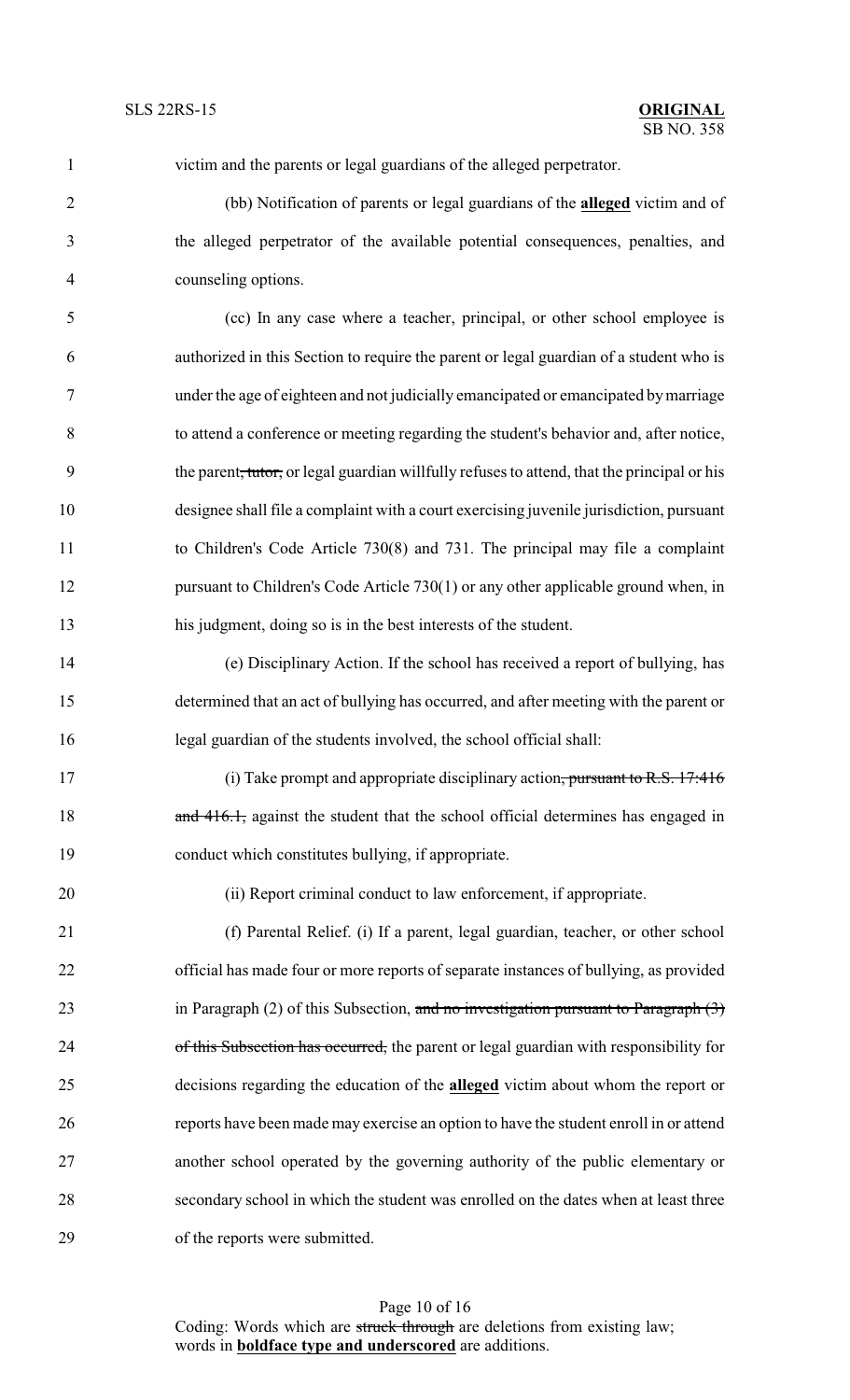victim and the parents or legal guardians of the alleged perpetrator.

(bb) Notification of parents or legal guardians of the **alleged** victim and of the alleged perpetrator of the available potential consequences, penalties, and counseling options.

(cc) In any case where a teacher, principal, or other school employee is authorized in this Section to require the parent or legal guardian of a student who is under the age of eighteen and not judicially emancipated or emancipated by marriage to attend a conference or meeting regarding the student's behavior and, after notice, the parent~~, tutor,~~ or legal guardian willfully refuses to attend, that the principal or his designee shall file a complaint with a court exercising juvenile jurisdiction, pursuant to Children's Code Article 730(8) and 731. The principal may file a complaint pursuant to Children's Code Article 730(1) or any other applicable ground when, in his judgment, doing so is in the best interests of the student.

(e) Disciplinary Action. If the school has received a report of bullying, has determined that an act of bullying has occurred, and after meeting with the parent or legal guardian of the students involved, the school official shall:

(i) Take prompt and appropriate disciplinary action~~, pursuant to R.S. 17:416 and 416.1,~~ against the student that the school official determines has engaged in conduct which constitutes bullying, if appropriate.

(ii) Report criminal conduct to law enforcement, if appropriate.

(f) Parental Relief. (i) If a parent, legal guardian, teacher, or other school official has made four or more reports of separate instances of bullying, as provided in Paragraph (2) of this Subsection, ~~and no investigation pursuant to Paragraph (3) of this Subsection has occurred,~~ the parent or legal guardian with responsibility for decisions regarding the education of the **alleged** victim about whom the report or reports have been made may exercise an option to have the student enroll in or attend another school operated by the governing authority of the public elementary or secondary school in which the student was enrolled on the dates when at least three of the reports were submitted.

Coding: Words which are ~~struck through~~ are deletions from existing law; words in **boldface type and underscored** are additions.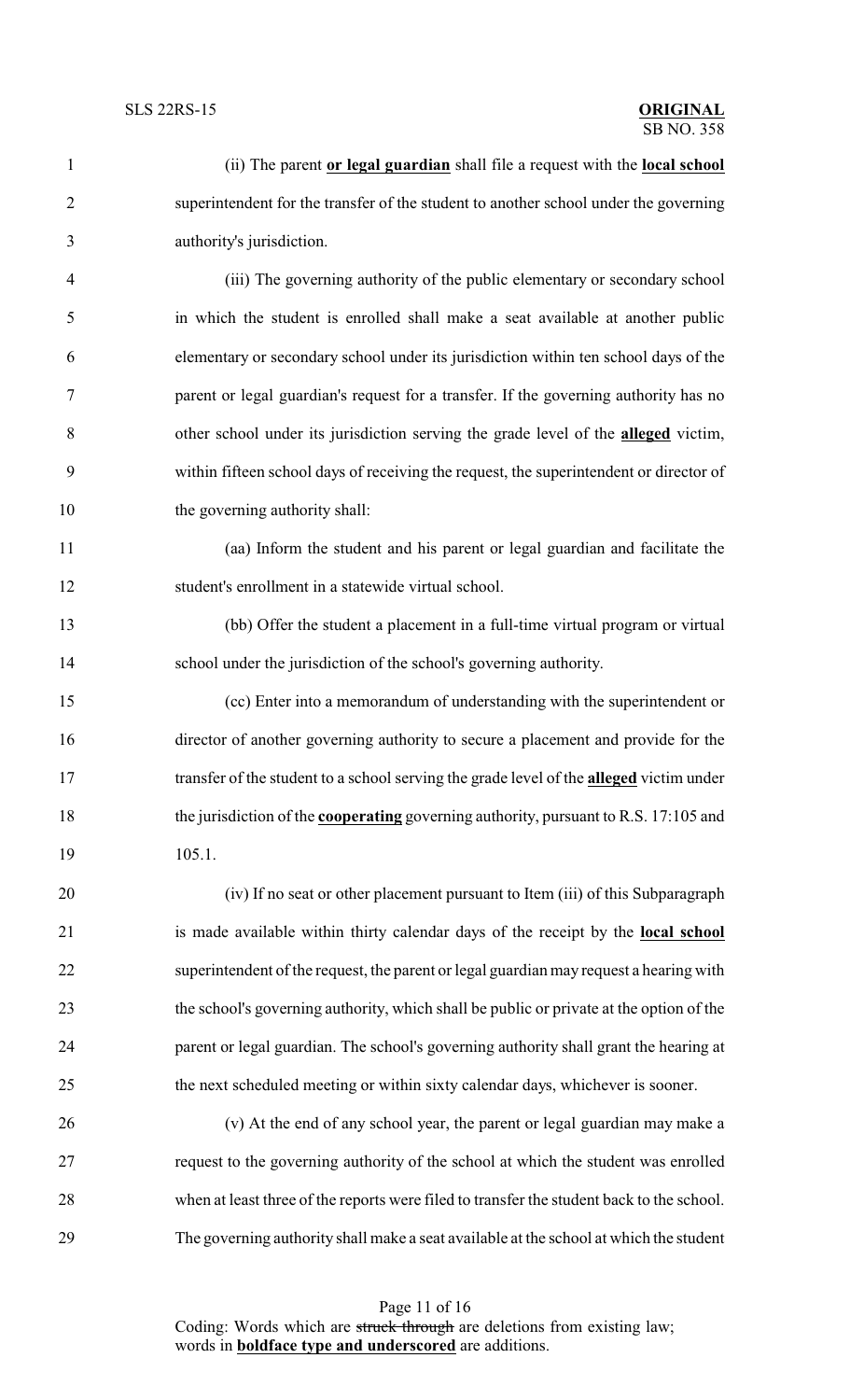(ii) The parent **or legal guardian** shall file a request with the **local school** superintendent for the transfer of the student to another school under the governing authority's jurisdiction.

(iii) The governing authority of the public elementary or secondary school in which the student is enrolled shall make a seat available at another public elementary or secondary school under its jurisdiction within ten school days of the parent or legal guardian's request for a transfer. If the governing authority has no other school under its jurisdiction serving the grade level of the **alleged** victim, within fifteen school days of receiving the request, the superintendent or director of the governing authority shall:

(aa) Inform the student and his parent or legal guardian and facilitate the student's enrollment in a statewide virtual school.

(bb) Offer the student a placement in a full-time virtual program or virtual school under the jurisdiction of the school's governing authority.

(cc) Enter into a memorandum of understanding with the superintendent or director of another governing authority to secure a placement and provide for the transfer of the student to a school serving the grade level of the **alleged** victim under the jurisdiction of the **cooperating** governing authority, pursuant to R.S. 17:105 and 105.1.

(iv) If no seat or other placement pursuant to Item (iii) of this Subparagraph is made available within thirty calendar days of the receipt by the **local school** superintendent of the request, the parent or legal guardian may request a hearing with the school's governing authority, which shall be public or private at the option of the parent or legal guardian. The school's governing authority shall grant the hearing at the next scheduled meeting or within sixty calendar days, whichever is sooner.

(v) At the end of any school year, the parent or legal guardian may make a request to the governing authority of the school at which the student was enrolled when at least three of the reports were filed to transfer the student back to the school. The governing authority shall make a seat available at the school at which the student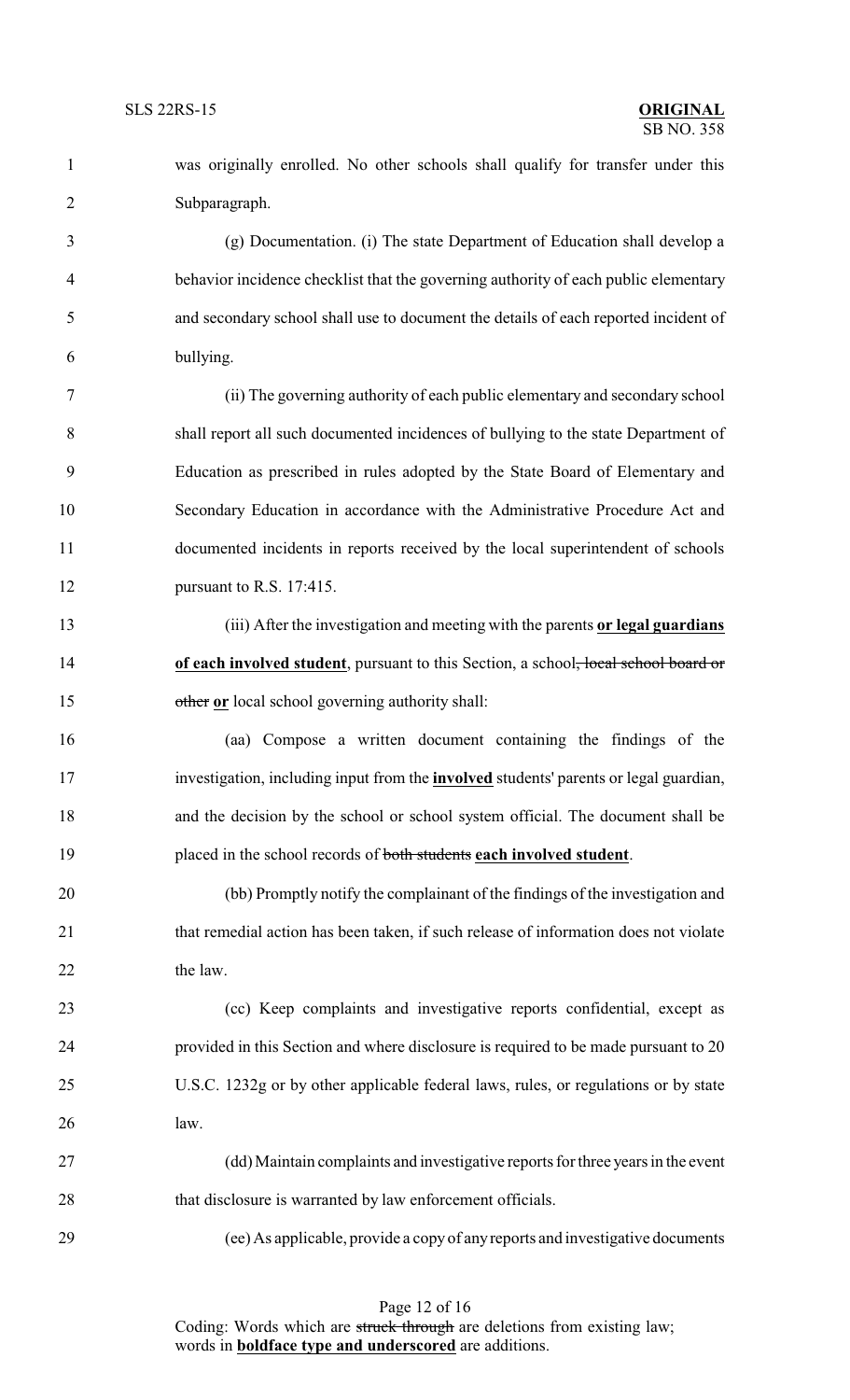was originally enrolled. No other schools shall qualify for transfer under this Subparagraph.

(g) Documentation. (i) The state Department of Education shall develop a behavior incidence checklist that the governing authority of each public elementary and secondary school shall use to document the details of each reported incident of bullying.

(ii) The governing authority of each public elementary and secondary school shall report all such documented incidences of bullying to the state Department of Education as prescribed in rules adopted by the State Board of Elementary and Secondary Education in accordance with the Administrative Procedure Act and documented incidents in reports received by the local superintendent of schools pursuant to R.S. 17:415.

(iii) After the investigation and meeting with the parents **or legal guardians of each involved student**, pursuant to this Section, a school~~, local school board or other~~ **or** local school governing authority shall:

(aa) Compose a written document containing the findings of the investigation, including input from the **involved** students' parents or legal guardian, and the decision by the school or school system official. The document shall be placed in the school records of ~~both students~~ **each involved student**.

(bb) Promptly notify the complainant of the findings of the investigation and that remedial action has been taken, if such release of information does not violate the law.

(cc) Keep complaints and investigative reports confidential, except as provided in this Section and where disclosure is required to be made pursuant to 20 U.S.C. 1232g or by other applicable federal laws, rules, or regulations or by state law.

(dd) Maintain complaints and investigative reports for three years in the event that disclosure is warranted by law enforcement officials.

(ee) As applicable, provide a copy of any reports and investigative documents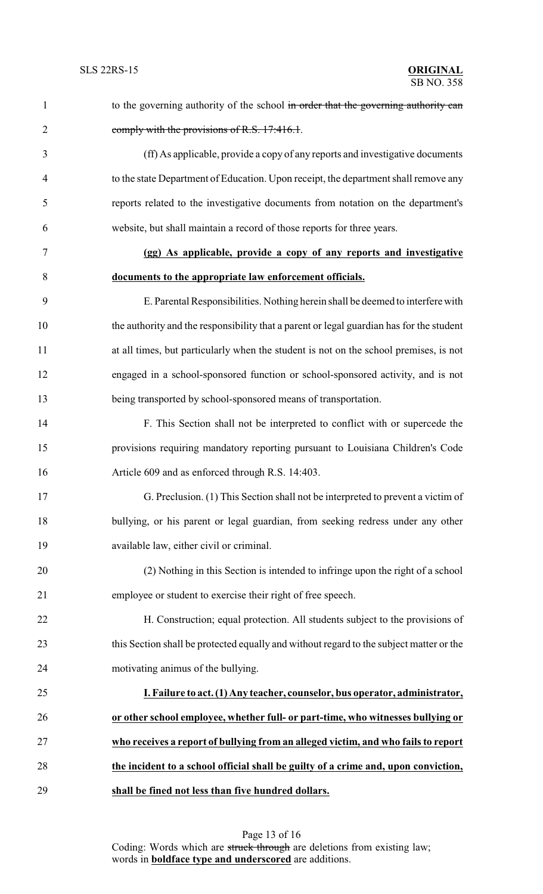to the governing authority of the school ~~in order that the governing authority can comply with the provisions of R.S. 17:416.1~~.

(ff) As applicable, provide a copy of any reports and investigative documents to the state Department of Education. Upon receipt, the department shall remove any reports related to the investigative documents from notation on the department's website, but shall maintain a record of those reports for three years.

**(gg) As applicable, provide a copy of any reports and investigative documents to the appropriate law enforcement officials.**

E. Parental Responsibilities. Nothing herein shall be deemed to interfere with the authority and the responsibility that a parent or legal guardian has for the student at all times, but particularly when the student is not on the school premises, is not engaged in a school-sponsored function or school-sponsored activity, and is not being transported by school-sponsored means of transportation.

F. This Section shall not be interpreted to conflict with or supercede the provisions requiring mandatory reporting pursuant to Louisiana Children's Code Article 609 and as enforced through R.S. 14:403.

G. Preclusion. (1) This Section shall not be interpreted to prevent a victim of bullying, or his parent or legal guardian, from seeking redress under any other available law, either civil or criminal.

(2) Nothing in this Section is intended to infringe upon the right of a school employee or student to exercise their right of free speech.

H. Construction; equal protection. All students subject to the provisions of this Section shall be protected equally and without regard to the subject matter or the motivating animus of the bullying.

**I. Failure to act. (1) Any teacher, counselor, bus operator, administrator, or other school employee, whether full- or part-time, who witnesses bullying or who receives a report of bullying from an alleged victim, and who fails to report the incident to a school official shall be guilty of a crime and, upon conviction, shall be fined not less than five hundred dollars.**

Coding: Words which are ~~struck through~~ are deletions from existing law; words in **boldface type and underscored** are additions.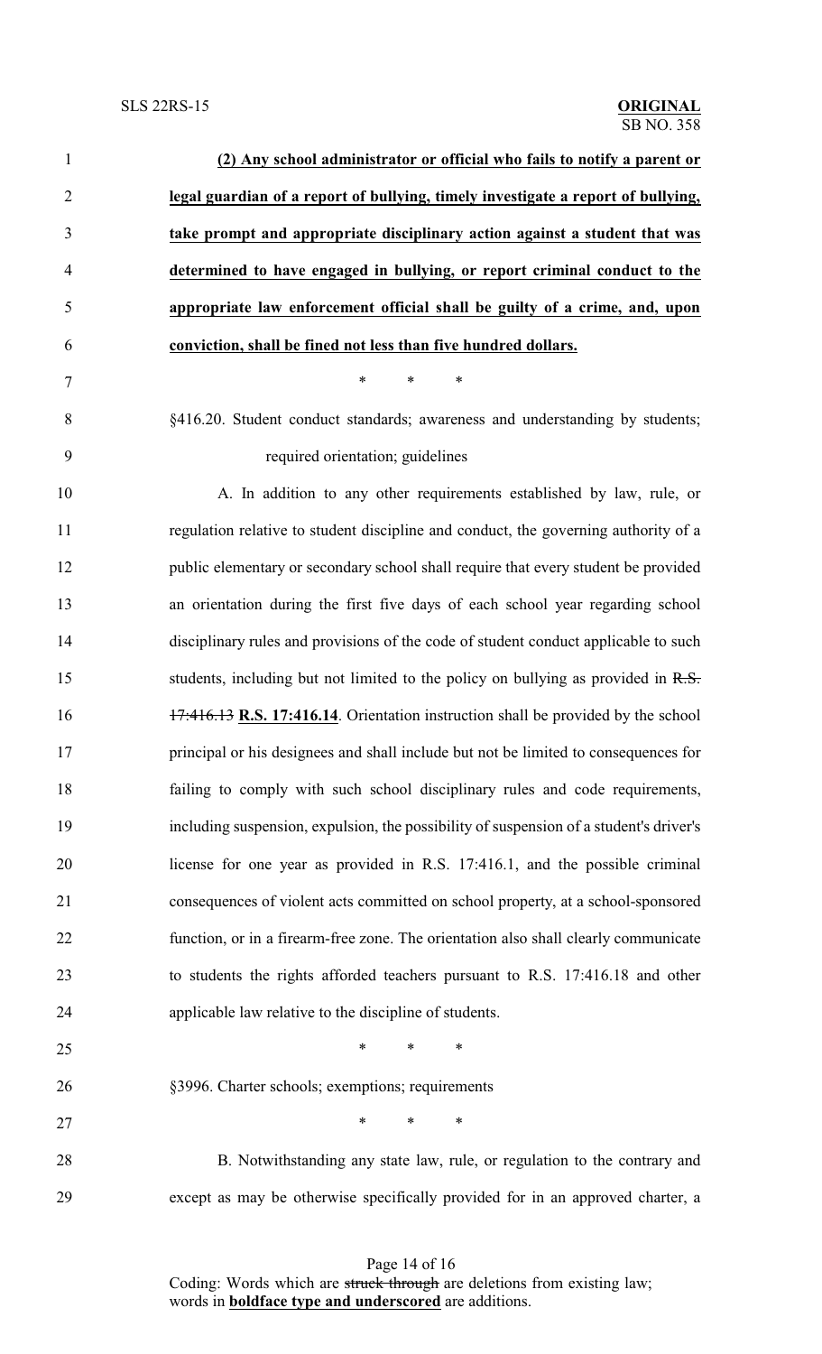**(2) Any school administrator or official who fails to notify a parent or legal guardian of a report of bullying, timely investigate a report of bullying, take prompt and appropriate disciplinary action against a student that was determined to have engaged in bullying, or report criminal conduct to the appropriate law enforcement official shall be guilty of a crime, and, upon conviction, shall be fined not less than five hundred dollars.**

\* \* \*

§416.20. Student conduct standards; awareness and understanding by students; required orientation; guidelines

A. In addition to any other requirements established by law, rule, or regulation relative to student discipline and conduct, the governing authority of a public elementary or secondary school shall require that every student be provided an orientation during the first five days of each school year regarding school disciplinary rules and provisions of the code of student conduct applicable to such students, including but not limited to the policy on bullying as provided in ~~R.S. 17:416.13~~ **R.S. 17:416.14**. Orientation instruction shall be provided by the school principal or his designees and shall include but not be limited to consequences for failing to comply with such school disciplinary rules and code requirements, including suspension, expulsion, the possibility of suspension of a student's driver's license for one year as provided in R.S. 17:416.1, and the possible criminal consequences of violent acts committed on school property, at a school-sponsored function, or in a firearm-free zone. The orientation also shall clearly communicate to students the rights afforded teachers pursuant to R.S. 17:416.18 and other applicable law relative to the discipline of students.

\* \* \*

§3996. Charter schools; exemptions; requirements

\* \* \*

B. Notwithstanding any state law, rule, or regulation to the contrary and except as may be otherwise specifically provided for in an approved charter, a

Coding: Words which are ~~struck through~~ are deletions from existing law; words in **boldface type and underscored** are additions.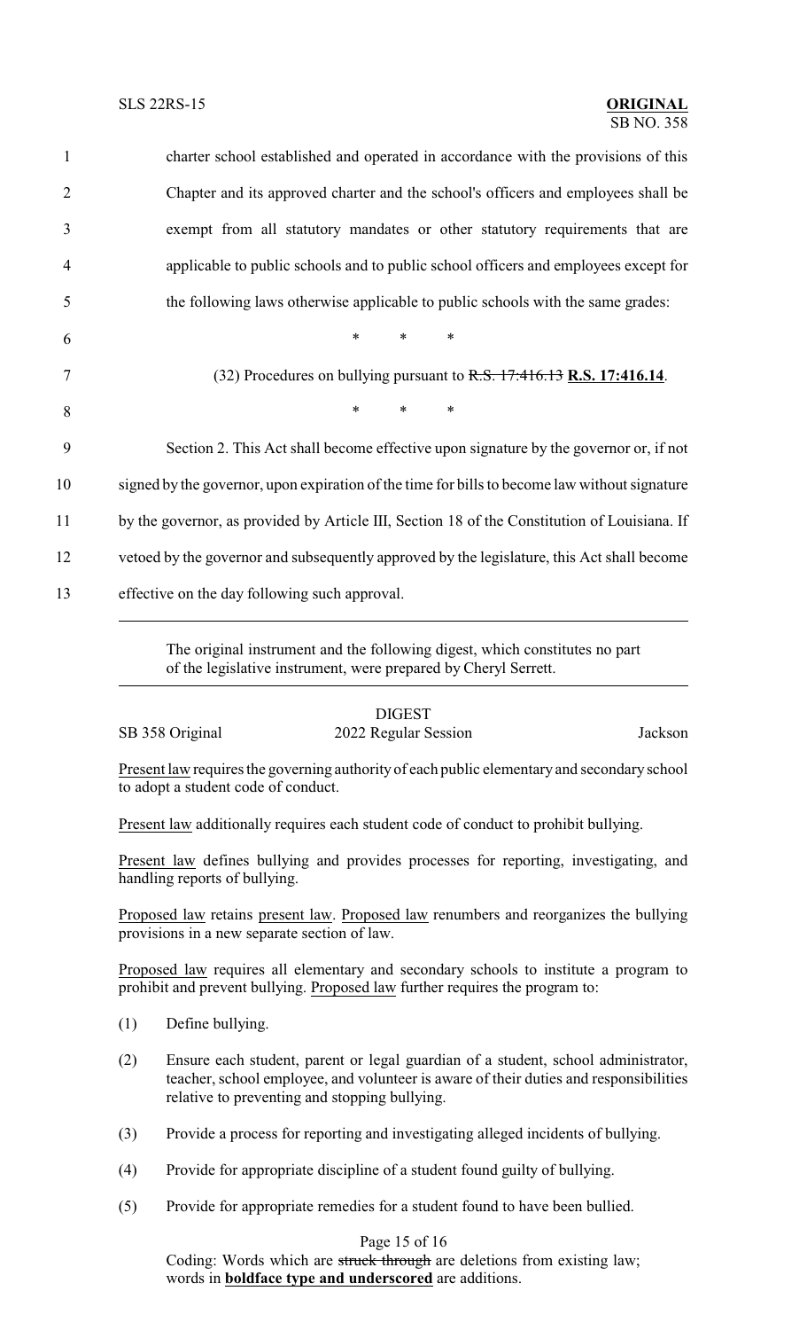charter school established and operated in accordance with the provisions of this Chapter and its approved charter and the school's officers and employees shall be exempt from all statutory mandates or other statutory requirements that are applicable to public schools and to public school officers and employees except for the following laws otherwise applicable to public schools with the same grades:

\* \* \*

(32) Procedures on bullying pursuant to ~~R.S. 17:416.13~~ **<u>R.S. 17:416.14</u>**.

\* \* \*

Section 2. This Act shall become effective upon signature by the governor or, if not signed by the governor, upon expiration of the time for bills to become law without signature by the governor, as provided by Article III, Section 18 of the Constitution of Louisiana. If vetoed by the governor and subsequently approved by the legislature, this Act shall become effective on the day following such approval.

---

The original instrument and the following digest, which constitutes no part of the legislative instrument, were prepared by Cheryl Serrett.

---

DIGEST

SB 358 Original — 2022 Regular Session — Jackson

<u>Present law</u> requires the governing authority of each public elementary and secondary school to adopt a student code of conduct.

<u>Present law</u> additionally requires each student code of conduct to prohibit bullying.

<u>Present law</u> defines bullying and provides processes for reporting, investigating, and handling reports of bullying.

<u>Proposed law</u> retains <u>present law</u>. <u>Proposed law</u> renumbers and reorganizes the bullying provisions in a new separate section of law.

<u>Proposed law</u> requires all elementary and secondary schools to institute a program to prohibit and prevent bullying. <u>Proposed law</u> further requires the program to:

(1) Define bullying.

(2) Ensure each student, parent or legal guardian of a student, school administrator, teacher, school employee, and volunteer is aware of their duties and responsibilities relative to preventing and stopping bullying.

(3) Provide a process for reporting and investigating alleged incidents of bullying.

(4) Provide for appropriate discipline of a student found guilty of bullying.

(5) Provide for appropriate remedies for a student found to have been bullied.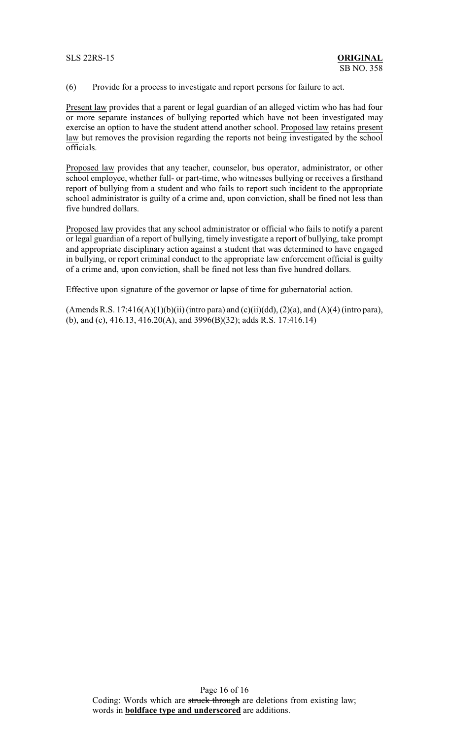(6) Provide for a process to investigate and report persons for failure to act.

Present law provides that a parent or legal guardian of an alleged victim who has had four or more separate instances of bullying reported which have not been investigated may exercise an option to have the student attend another school. Proposed law retains present law but removes the provision regarding the reports not being investigated by the school officials.

Proposed law provides that any teacher, counselor, bus operator, administrator, or other school employee, whether full- or part-time, who witnesses bullying or receives a firsthand report of bullying from a student and who fails to report such incident to the appropriate school administrator is guilty of a crime and, upon conviction, shall be fined not less than five hundred dollars.

Proposed law provides that any school administrator or official who fails to notify a parent or legal guardian of a report of bullying, timely investigate a report of bullying, take prompt and appropriate disciplinary action against a student that was determined to have engaged in bullying, or report criminal conduct to the appropriate law enforcement official is guilty of a crime and, upon conviction, shall be fined not less than five hundred dollars.

Effective upon signature of the governor or lapse of time for gubernatorial action.

(Amends R.S. 17:416(A)(1)(b)(ii) (intro para) and (c)(ii)(dd), (2)(a), and (A)(4) (intro para), (b), and (c), 416.13, 416.20(A), and 3996(B)(32); adds R.S. 17:416.14)

Coding: Words which are ~~struck through~~ are deletions from existing law; words in **boldface type and underscored** are additions.